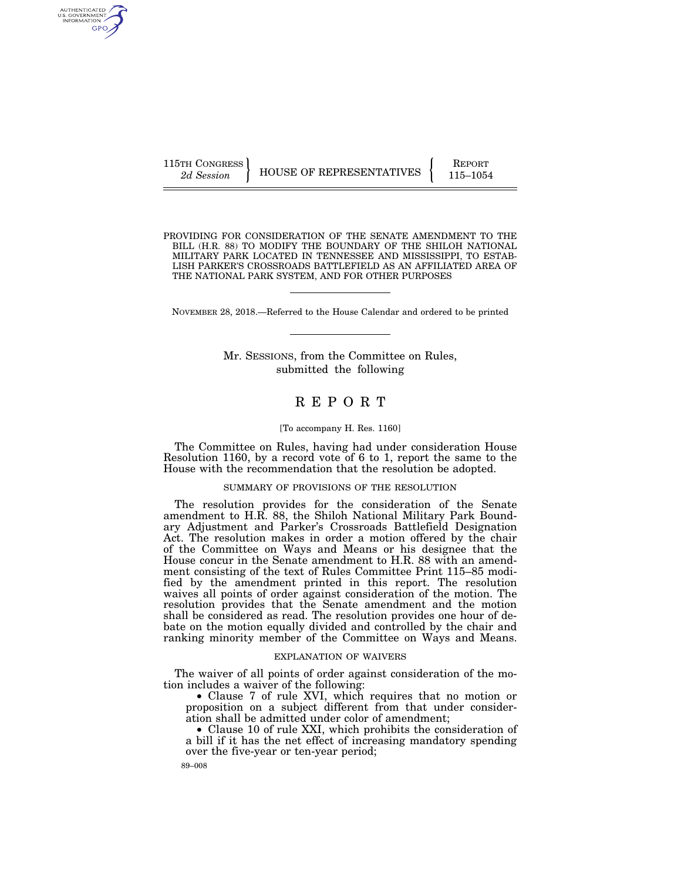115TH CONGRESS
*2d Session*

HOUSE OF REPRESENTATIVES

REPORT
115–1054

# PROVIDING FOR CONSIDERATION OF THE SENATE AMENDMENT TO THE BILL (H.R. 88) TO MODIFY THE BOUNDARY OF THE SHILOH NATIONAL MILITARY PARK LOCATED IN TENNESSEE AND MISSISSIPPI, TO ESTABLISH PARKER'S CROSSROADS BATTLEFIELD AS AN AFFILIATED AREA OF THE NATIONAL PARK SYSTEM, AND FOR OTHER PURPOSES

NOVEMBER 28, 2018.—Referred to the House Calendar and ordered to be printed

Mr. SESSIONS, from the Committee on Rules, submitted the following

# REPORT

[To accompany H. Res. 1160]

The Committee on Rules, having had under consideration House Resolution 1160, by a record vote of 6 to 1, report the same to the House with the recommendation that the resolution be adopted.

## SUMMARY OF PROVISIONS OF THE RESOLUTION

The resolution provides for the consideration of the Senate amendment to H.R. 88, the Shiloh National Military Park Boundary Adjustment and Parker's Crossroads Battlefield Designation Act. The resolution makes in order a motion offered by the chair of the Committee on Ways and Means or his designee that the House concur in the Senate amendment to H.R. 88 with an amendment consisting of the text of Rules Committee Print 115–85 modified by the amendment printed in this report. The resolution waives all points of order against consideration of the motion. The resolution provides that the Senate amendment and the motion shall be considered as read. The resolution provides one hour of debate on the motion equally divided and controlled by the chair and ranking minority member of the Committee on Ways and Means.

## EXPLANATION OF WAIVERS

The waiver of all points of order against consideration of the motion includes a waiver of the following:

- Clause 7 of rule XVI, which requires that no motion or proposition on a subject different from that under consideration shall be admitted under color of amendment;
- Clause 10 of rule XXI, which prohibits the consideration of a bill if it has the net effect of increasing mandatory spending over the five-year or ten-year period;

89–008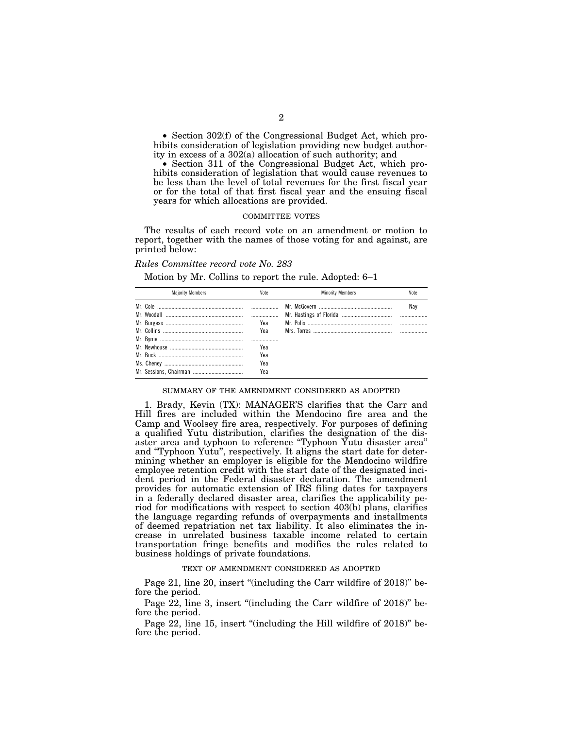• Section 302(f) of the Congressional Budget Act, which prohibits consideration of legislation providing new budget authority in excess of a 302(a) allocation of such authority; and

• Section 311 of the Congressional Budget Act, which prohibits consideration of legislation that would cause revenues to be less than the level of total revenues for the first fiscal year or for the total of that first fiscal year and the ensuing fiscal years for which allocations are provided.

## COMMITTEE VOTES

The results of each record vote on an amendment or motion to report, together with the names of those voting for and against, are printed below:

*Rules Committee record vote No. 283*

Motion by Mr. Collins to report the rule. Adopted: 6–1

| Majority Members | Vote | Minority Members | Vote |
|---|---|---|---|
| Mr. Cole | | Mr. McGovern | Nay |
| Mr. Woodall | | Mr. Hastings of Florida | |
| Mr. Burgess | Yea | Mr. Polis | |
| Mr. Collins | Yea | Mrs. Torres | |
| Mr. Byrne | | | |
| Mr. Newhouse | Yea | | |
| Mr. Buck | Yea | | |
| Ms. Cheney | Yea | | |
| Mr. Sessions, Chairman | Yea | | |

## SUMMARY OF THE AMENDMENT CONSIDERED AS ADOPTED

1. Brady, Kevin (TX): MANAGER'S clarifies that the Carr and Hill fires are included within the Mendocino fire area and the Camp and Woolsey fire area, respectively. For purposes of defining a qualified Yutu distribution, clarifies the designation of the disaster area and typhoon to reference "Typhoon Yutu disaster area" and "Typhoon Yutu", respectively. It aligns the start date for determining whether an employer is eligible for the Mendocino wildfire employee retention credit with the start date of the designated incident period in the Federal disaster declaration. The amendment provides for automatic extension of IRS filing dates for taxpayers in a federally declared disaster area, clarifies the applicability period for modifications with respect to section 403(b) plans, clarifies the language regarding refunds of overpayments and installments of deemed repatriation net tax liability. It also eliminates the increase in unrelated business taxable income related to certain transportation fringe benefits and modifies the rules related to business holdings of private foundations.

## TEXT OF AMENDMENT CONSIDERED AS ADOPTED

Page 21, line 20, insert "(including the Carr wildfire of 2018)" before the period.

Page 22, line 3, insert "(including the Carr wildfire of 2018)" before the period.

Page 22, line 15, insert "(including the Hill wildfire of 2018)" before the period.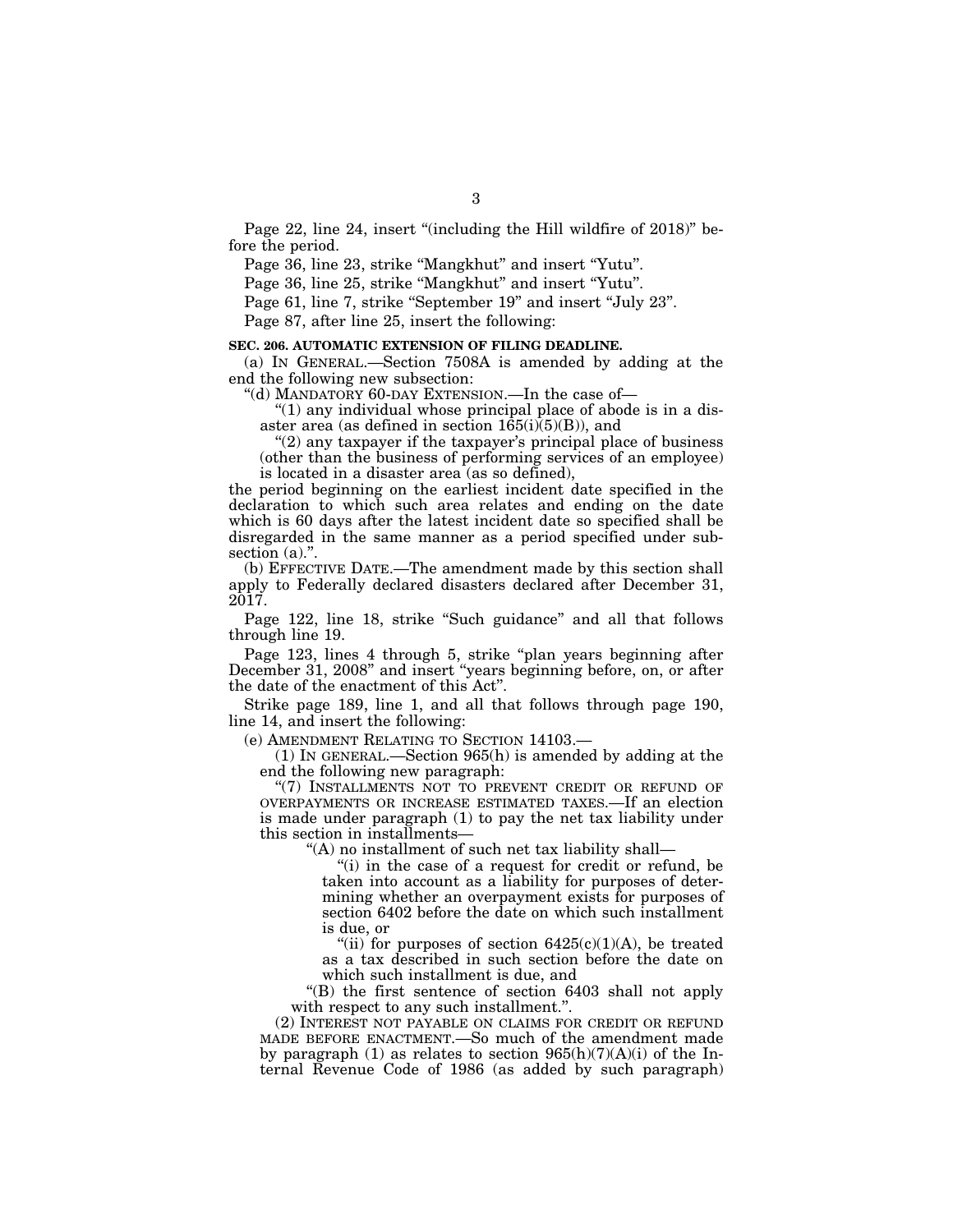Page 22, line 24, insert "(including the Hill wildfire of 2018)" before the period.

Page 36, line 23, strike "Mangkhut" and insert "Yutu".

Page 36, line 25, strike "Mangkhut" and insert "Yutu".

Page 61, line 7, strike "September 19" and insert "July 23".

Page 87, after line 25, insert the following:

**SEC. 206. AUTOMATIC EXTENSION OF FILING DEADLINE.**

(a) IN GENERAL.—Section 7508A is amended by adding at the end the following new subsection:

"(d) MANDATORY 60-DAY EXTENSION.—In the case of—

"(1) any individual whose principal place of abode is in a disaster area (as defined in section 165(i)(5)(B)), and

"(2) any taxpayer if the taxpayer's principal place of business (other than the business of performing services of an employee) is located in a disaster area (as so defined),

the period beginning on the earliest incident date specified in the declaration to which such area relates and ending on the date which is 60 days after the latest incident date so specified shall be disregarded in the same manner as a period specified under subsection (a).".

(b) EFFECTIVE DATE.—The amendment made by this section shall apply to Federally declared disasters declared after December 31, 2017.

Page 122, line 18, strike "Such guidance" and all that follows through line 19.

Page 123, lines 4 through 5, strike "plan years beginning after December 31, 2008" and insert "years beginning before, on, or after the date of the enactment of this Act".

Strike page 189, line 1, and all that follows through page 190, line 14, and insert the following:

(e) AMENDMENT RELATING TO SECTION 14103.—

(1) IN GENERAL.—Section 965(h) is amended by adding at the end the following new paragraph:

"(7) INSTALLMENTS NOT TO PREVENT CREDIT OR REFUND OF OVERPAYMENTS OR INCREASE ESTIMATED TAXES.—If an election is made under paragraph (1) to pay the net tax liability under this section in installments—

"(A) no installment of such net tax liability shall—

"(i) in the case of a request for credit or refund, be taken into account as a liability for purposes of determining whether an overpayment exists for purposes of section 6402 before the date on which such installment is due, or

"(ii) for purposes of section 6425(c)(1)(A), be treated as a tax described in such section before the date on which such installment is due, and

"(B) the first sentence of section 6403 shall not apply with respect to any such installment.".

(2) INTEREST NOT PAYABLE ON CLAIMS FOR CREDIT OR REFUND MADE BEFORE ENACTMENT.—So much of the amendment made by paragraph (1) as relates to section 965(h)(7)(A)(i) of the Internal Revenue Code of 1986 (as added by such paragraph)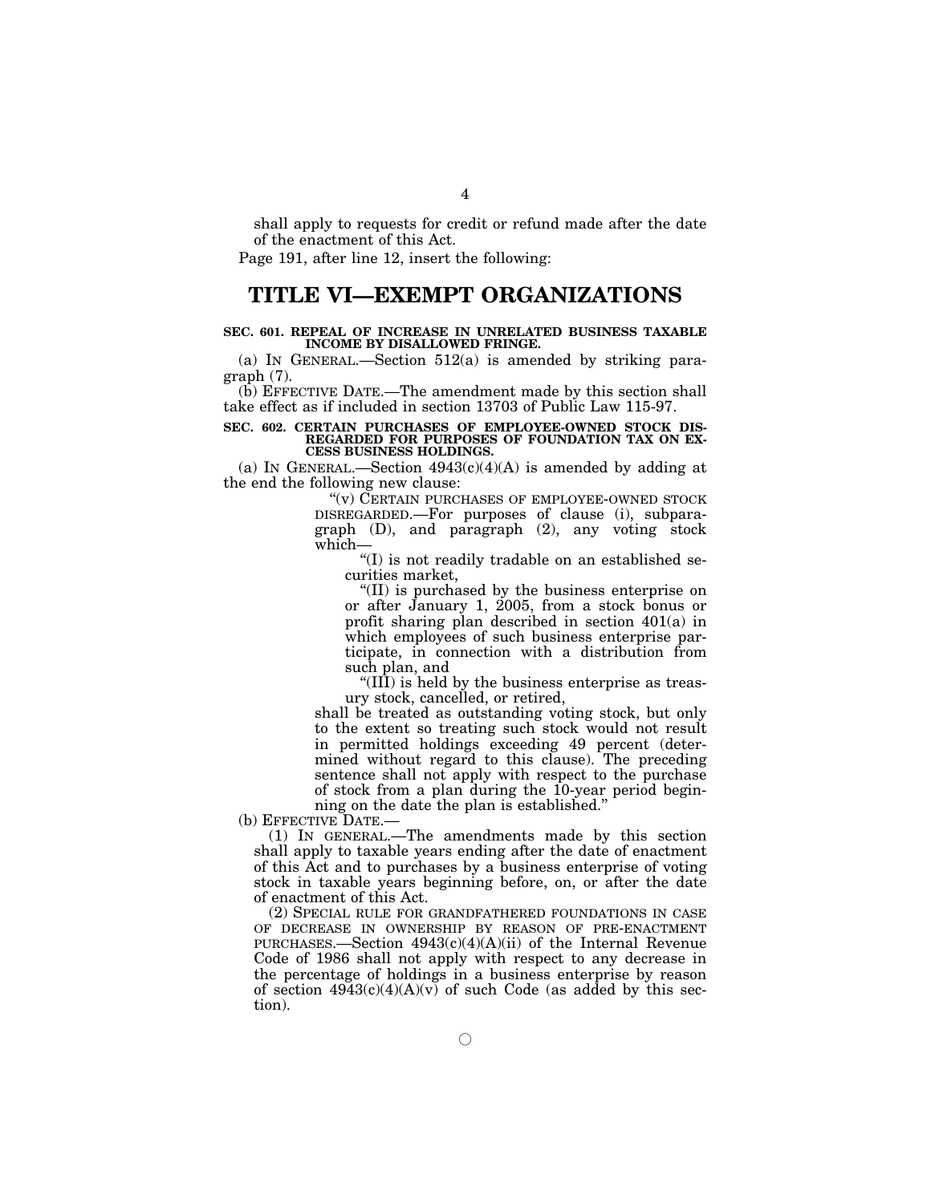shall apply to requests for credit or refund made after the date of the enactment of this Act.

Page 191, after line 12, insert the following:

# TITLE VI—EXEMPT ORGANIZATIONS

**SEC. 601. REPEAL OF INCREASE IN UNRELATED BUSINESS TAXABLE INCOME BY DISALLOWED FRINGE.**

(a) IN GENERAL.—Section 512(a) is amended by striking paragraph (7).

(b) EFFECTIVE DATE.—The amendment made by this section shall take effect as if included in section 13703 of Public Law 115-97.

**SEC. 602. CERTAIN PURCHASES OF EMPLOYEE-OWNED STOCK DISREGARDED FOR PURPOSES OF FOUNDATION TAX ON EXCESS BUSINESS HOLDINGS.**

(a) IN GENERAL.—Section 4943(c)(4)(A) is amended by adding at the end the following new clause:

"(v) CERTAIN PURCHASES OF EMPLOYEE-OWNED STOCK DISREGARDED.—For purposes of clause (i), subparagraph (D), and paragraph (2), any voting stock which—

"(I) is not readily tradable on an established securities market,

"(II) is purchased by the business enterprise on or after January 1, 2005, from a stock bonus or profit sharing plan described in section 401(a) in which employees of such business enterprise participate, in connection with a distribution from such plan, and

"(III) is held by the business enterprise as treasury stock, cancelled, or retired,

shall be treated as outstanding voting stock, but only to the extent so treating such stock would not result in permitted holdings exceeding 49 percent (determined without regard to this clause). The preceding sentence shall not apply with respect to the purchase of stock from a plan during the 10-year period beginning on the date the plan is established."

(b) EFFECTIVE DATE.—

(1) IN GENERAL.—The amendments made by this section shall apply to taxable years ending after the date of enactment of this Act and to purchases by a business enterprise of voting stock in taxable years beginning before, on, or after the date of enactment of this Act.

(2) SPECIAL RULE FOR GRANDFATHERED FOUNDATIONS IN CASE OF DECREASE IN OWNERSHIP BY REASON OF PRE-ENACTMENT PURCHASES.—Section 4943(c)(4)(A)(ii) of the Internal Revenue Code of 1986 shall not apply with respect to any decrease in the percentage of holdings in a business enterprise by reason of section 4943(c)(4)(A)(v) of such Code (as added by this section).